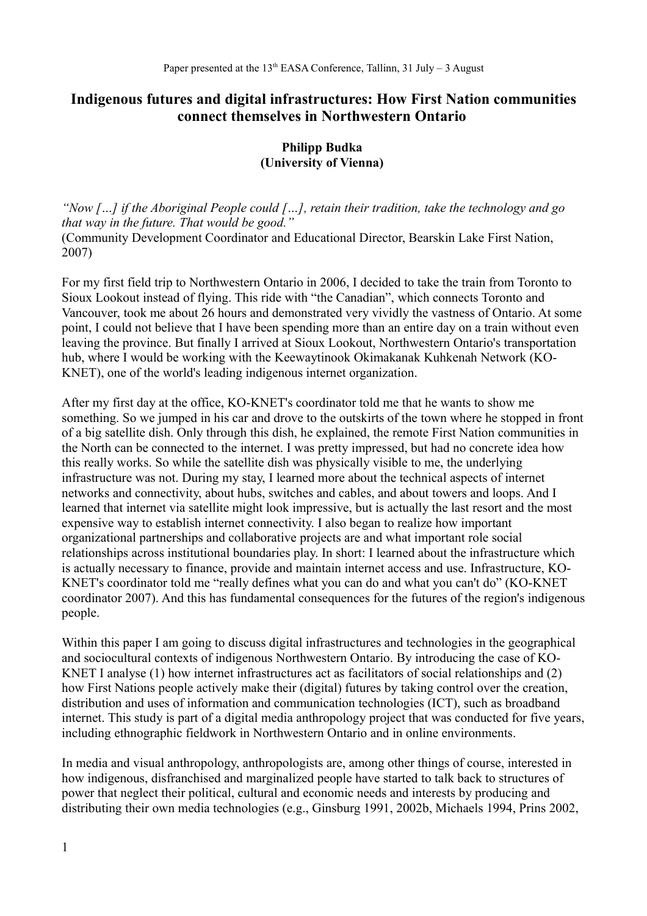Paper presented at the 13th EASA Conference, Tallinn, 31 July – 3 August

# Indigenous futures and digital infrastructures: How First Nation communities connect themselves in Northwestern Ontario

**Philipp Budka**
**(University of Vienna)**

*"Now […] if the Aboriginal People could […], retain their tradition, take the technology and go that way in the future. That would be good."*
(Community Development Coordinator and Educational Director, Bearskin Lake First Nation, 2007)

For my first field trip to Northwestern Ontario in 2006, I decided to take the train from Toronto to Sioux Lookout instead of flying. This ride with "the Canadian", which connects Toronto and Vancouver, took me about 26 hours and demonstrated very vividly the vastness of Ontario. At some point, I could not believe that I have been spending more than an entire day on a train without even leaving the province. But finally I arrived at Sioux Lookout, Northwestern Ontario's transportation hub, where I would be working with the Keewaytinook Okimakanak Kuhkenah Network (KO-KNET), one of the world's leading indigenous internet organization.

After my first day at the office, KO-KNET's coordinator told me that he wants to show me something. So we jumped in his car and drove to the outskirts of the town where he stopped in front of a big satellite dish. Only through this dish, he explained, the remote First Nation communities in the North can be connected to the internet. I was pretty impressed, but had no concrete idea how this really works. So while the satellite dish was physically visible to me, the underlying infrastructure was not. During my stay, I learned more about the technical aspects of internet networks and connectivity, about hubs, switches and cables, and about towers and loops. And I learned that internet via satellite might look impressive, but is actually the last resort and the most expensive way to establish internet connectivity. I also began to realize how important organizational partnerships and collaborative projects are and what important role social relationships across institutional boundaries play. In short: I learned about the infrastructure which is actually necessary to finance, provide and maintain internet access and use. Infrastructure, KO-KNET's coordinator told me "really defines what you can do and what you can't do" (KO-KNET coordinator 2007). And this has fundamental consequences for the futures of the region's indigenous people.

Within this paper I am going to discuss digital infrastructures and technologies in the geographical and sociocultural contexts of indigenous Northwestern Ontario. By introducing the case of KO-KNET I analyse (1) how internet infrastructures act as facilitators of social relationships and (2) how First Nations people actively make their (digital) futures by taking control over the creation, distribution and uses of information and communication technologies (ICT), such as broadband internet. This study is part of a digital media anthropology project that was conducted for five years, including ethnographic fieldwork in Northwestern Ontario and in online environments.

In media and visual anthropology, anthropologists are, among other things of course, interested in how indigenous, disfranchised and marginalized people have started to talk back to structures of power that neglect their political, cultural and economic needs and interests by producing and distributing their own media technologies (e.g., Ginsburg 1991, 2002b, Michaels 1994, Prins 2002,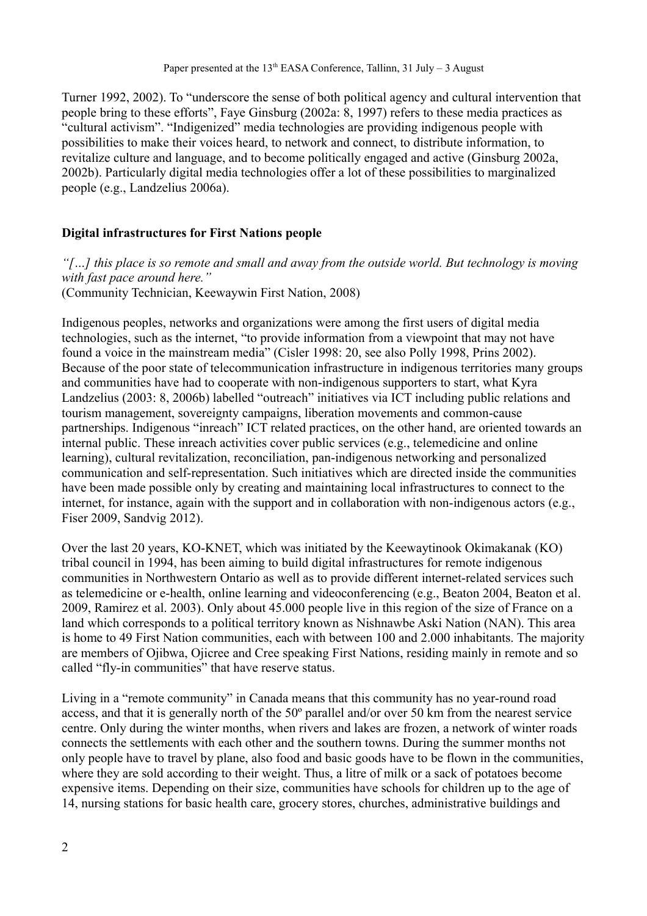Turner 1992, 2002). To "underscore the sense of both political agency and cultural intervention that people bring to these efforts", Faye Ginsburg (2002a: 8, 1997) refers to these media practices as "cultural activism". "Indigenized" media technologies are providing indigenous people with possibilities to make their voices heard, to network and connect, to distribute information, to revitalize culture and language, and to become politically engaged and active (Ginsburg 2002a, 2002b). Particularly digital media technologies offer a lot of these possibilities to marginalized people (e.g., Landzelius 2006a).

## Digital infrastructures for First Nations people

*"[…] this place is so remote and small and away from the outside world. But technology is moving with fast pace around here."*
(Community Technician, Keewaywin First Nation, 2008)

Indigenous peoples, networks and organizations were among the first users of digital media technologies, such as the internet, "to provide information from a viewpoint that may not have found a voice in the mainstream media" (Cisler 1998: 20, see also Polly 1998, Prins 2002). Because of the poor state of telecommunication infrastructure in indigenous territories many groups and communities have had to cooperate with non-indigenous supporters to start, what Kyra Landzelius (2003: 8, 2006b) labelled "outreach" initiatives via ICT including public relations and tourism management, sovereignty campaigns, liberation movements and common-cause partnerships. Indigenous "inreach" ICT related practices, on the other hand, are oriented towards an internal public. These inreach activities cover public services (e.g., telemedicine and online learning), cultural revitalization, reconciliation, pan-indigenous networking and personalized communication and self-representation. Such initiatives which are directed inside the communities have been made possible only by creating and maintaining local infrastructures to connect to the internet, for instance, again with the support and in collaboration with non-indigenous actors (e.g., Fiser 2009, Sandvig 2012).

Over the last 20 years, KO-KNET, which was initiated by the Keewaytinook Okimakanak (KO) tribal council in 1994, has been aiming to build digital infrastructures for remote indigenous communities in Northwestern Ontario as well as to provide different internet-related services such as telemedicine or e-health, online learning and videoconferencing (e.g., Beaton 2004, Beaton et al. 2009, Ramirez et al. 2003). Only about 45.000 people live in this region of the size of France on a land which corresponds to a political territory known as Nishnawbe Aski Nation (NAN). This area is home to 49 First Nation communities, each with between 100 and 2.000 inhabitants. The majority are members of Ojibwa, Ojicree and Cree speaking First Nations, residing mainly in remote and so called "fly-in communities" that have reserve status.

Living in a "remote community" in Canada means that this community has no year-round road access, and that it is generally north of the 50º parallel and/or over 50 km from the nearest service centre. Only during the winter months, when rivers and lakes are frozen, a network of winter roads connects the settlements with each other and the southern towns. During the summer months not only people have to travel by plane, also food and basic goods have to be flown in the communities, where they are sold according to their weight. Thus, a litre of milk or a sack of potatoes become expensive items. Depending on their size, communities have schools for children up to the age of 14, nursing stations for basic health care, grocery stores, churches, administrative buildings and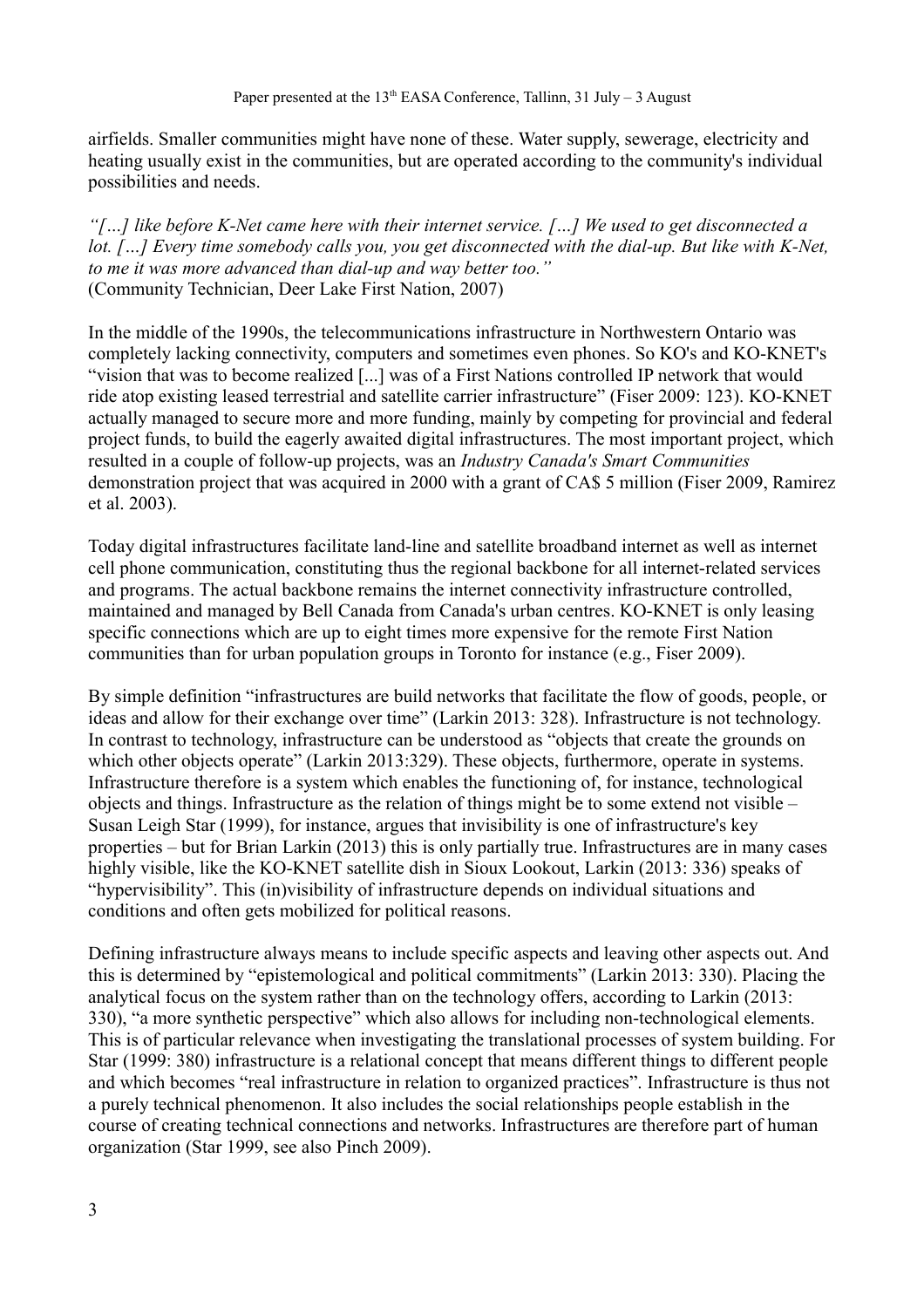airfields. Smaller communities might have none of these. Water supply, sewerage, electricity and heating usually exist in the communities, but are operated according to the community's individual possibilities and needs.

*"[…] like before K-Net came here with their internet service. […] We used to get disconnected a lot. […] Every time somebody calls you, you get disconnected with the dial-up. But like with K-Net, to me it was more advanced than dial-up and way better too."*
(Community Technician, Deer Lake First Nation, 2007)

In the middle of the 1990s, the telecommunications infrastructure in Northwestern Ontario was completely lacking connectivity, computers and sometimes even phones. So KO's and KO-KNET's "vision that was to become realized [...] was of a First Nations controlled IP network that would ride atop existing leased terrestrial and satellite carrier infrastructure" (Fiser 2009: 123). KO-KNET actually managed to secure more and more funding, mainly by competing for provincial and federal project funds, to build the eagerly awaited digital infrastructures. The most important project, which resulted in a couple of follow-up projects, was an *Industry Canada's Smart Communities* demonstration project that was acquired in 2000 with a grant of CA$ 5 million (Fiser 2009, Ramirez et al. 2003).

Today digital infrastructures facilitate land-line and satellite broadband internet as well as internet cell phone communication, constituting thus the regional backbone for all internet-related services and programs. The actual backbone remains the internet connectivity infrastructure controlled, maintained and managed by Bell Canada from Canada's urban centres. KO-KNET is only leasing specific connections which are up to eight times more expensive for the remote First Nation communities than for urban population groups in Toronto for instance (e.g., Fiser 2009).

By simple definition "infrastructures are build networks that facilitate the flow of goods, people, or ideas and allow for their exchange over time" (Larkin 2013: 328). Infrastructure is not technology. In contrast to technology, infrastructure can be understood as "objects that create the grounds on which other objects operate" (Larkin 2013:329). These objects, furthermore, operate in systems. Infrastructure therefore is a system which enables the functioning of, for instance, technological objects and things. Infrastructure as the relation of things might be to some extend not visible – Susan Leigh Star (1999), for instance, argues that invisibility is one of infrastructure's key properties – but for Brian Larkin (2013) this is only partially true. Infrastructures are in many cases highly visible, like the KO-KNET satellite dish in Sioux Lookout, Larkin (2013: 336) speaks of "hypervisibility". This (in)visibility of infrastructure depends on individual situations and conditions and often gets mobilized for political reasons.

Defining infrastructure always means to include specific aspects and leaving other aspects out. And this is determined by "epistemological and political commitments" (Larkin 2013: 330). Placing the analytical focus on the system rather than on the technology offers, according to Larkin (2013: 330), "a more synthetic perspective" which also allows for including non-technological elements. This is of particular relevance when investigating the translational processes of system building. For Star (1999: 380) infrastructure is a relational concept that means different things to different people and which becomes "real infrastructure in relation to organized practices". Infrastructure is thus not a purely technical phenomenon. It also includes the social relationships people establish in the course of creating technical connections and networks. Infrastructures are therefore part of human organization (Star 1999, see also Pinch 2009).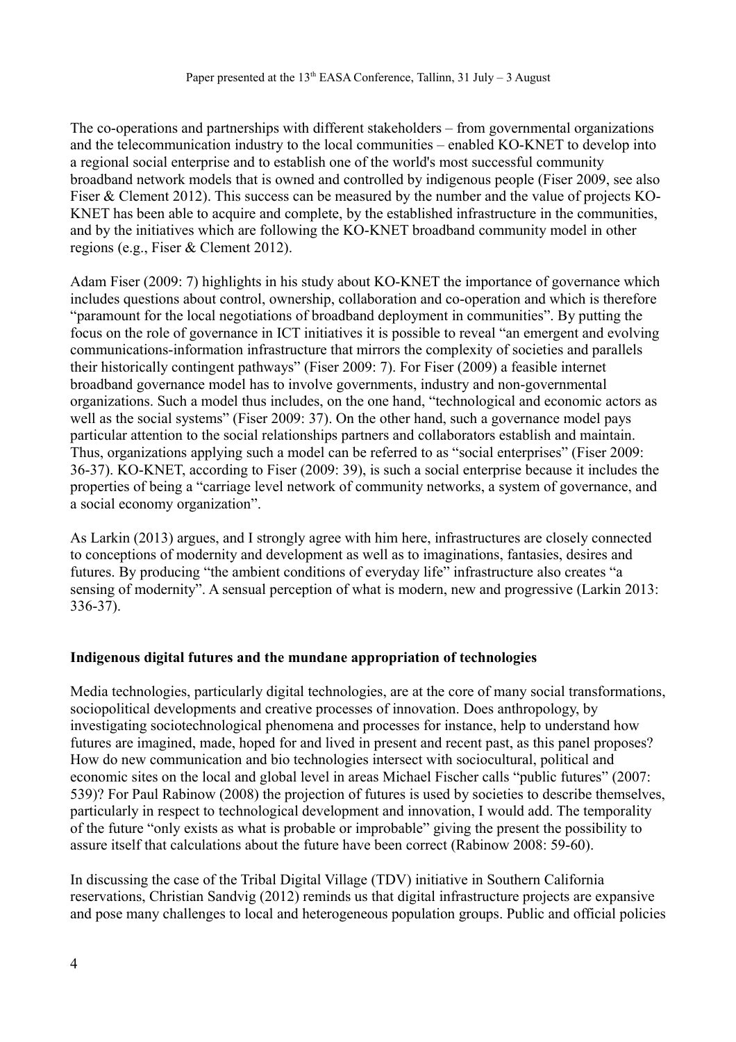The co-operations and partnerships with different stakeholders – from governmental organizations and the telecommunication industry to the local communities – enabled KO-KNET to develop into a regional social enterprise and to establish one of the world's most successful community broadband network models that is owned and controlled by indigenous people (Fiser 2009, see also Fiser & Clement 2012). This success can be measured by the number and the value of projects KO-KNET has been able to acquire and complete, by the established infrastructure in the communities, and by the initiatives which are following the KO-KNET broadband community model in other regions (e.g., Fiser & Clement 2012).

Adam Fiser (2009: 7) highlights in his study about KO-KNET the importance of governance which includes questions about control, ownership, collaboration and co-operation and which is therefore "paramount for the local negotiations of broadband deployment in communities". By putting the focus on the role of governance in ICT initiatives it is possible to reveal "an emergent and evolving communications-information infrastructure that mirrors the complexity of societies and parallels their historically contingent pathways" (Fiser 2009: 7). For Fiser (2009) a feasible internet broadband governance model has to involve governments, industry and non-governmental organizations. Such a model thus includes, on the one hand, "technological and economic actors as well as the social systems" (Fiser 2009: 37). On the other hand, such a governance model pays particular attention to the social relationships partners and collaborators establish and maintain. Thus, organizations applying such a model can be referred to as "social enterprises" (Fiser 2009: 36-37). KO-KNET, according to Fiser (2009: 39), is such a social enterprise because it includes the properties of being a "carriage level network of community networks, a system of governance, and a social economy organization".

As Larkin (2013) argues, and I strongly agree with him here, infrastructures are closely connected to conceptions of modernity and development as well as to imaginations, fantasies, desires and futures. By producing "the ambient conditions of everyday life" infrastructure also creates "a sensing of modernity". A sensual perception of what is modern, new and progressive (Larkin 2013: 336-37).

**Indigenous digital futures and the mundane appropriation of technologies**

Media technologies, particularly digital technologies, are at the core of many social transformations, sociopolitical developments and creative processes of innovation. Does anthropology, by investigating sociotechnological phenomena and processes for instance, help to understand how futures are imagined, made, hoped for and lived in present and recent past, as this panel proposes? How do new communication and bio technologies intersect with sociocultural, political and economic sites on the local and global level in areas Michael Fischer calls "public futures" (2007: 539)? For Paul Rabinow (2008) the projection of futures is used by societies to describe themselves, particularly in respect to technological development and innovation, I would add. The temporality of the future "only exists as what is probable or improbable" giving the present the possibility to assure itself that calculations about the future have been correct (Rabinow 2008: 59-60).

In discussing the case of the Tribal Digital Village (TDV) initiative in Southern California reservations, Christian Sandvig (2012) reminds us that digital infrastructure projects are expansive and pose many challenges to local and heterogeneous population groups. Public and official policies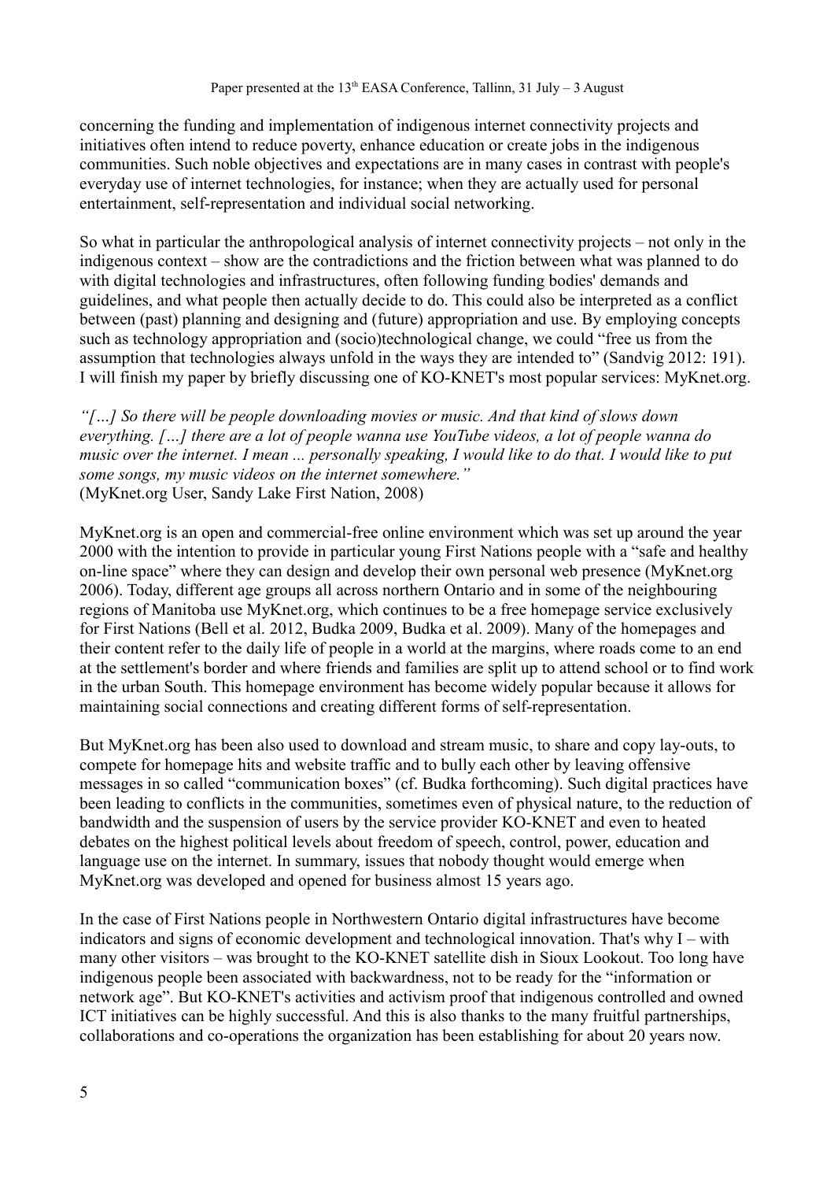concerning the funding and implementation of indigenous internet connectivity projects and initiatives often intend to reduce poverty, enhance education or create jobs in the indigenous communities. Such noble objectives and expectations are in many cases in contrast with people's everyday use of internet technologies, for instance; when they are actually used for personal entertainment, self-representation and individual social networking.

So what in particular the anthropological analysis of internet connectivity projects – not only in the indigenous context – show are the contradictions and the friction between what was planned to do with digital technologies and infrastructures, often following funding bodies' demands and guidelines, and what people then actually decide to do. This could also be interpreted as a conflict between (past) planning and designing and (future) appropriation and use. By employing concepts such as technology appropriation and (socio)technological change, we could "free us from the assumption that technologies always unfold in the ways they are intended to" (Sandvig 2012: 191). I will finish my paper by briefly discussing one of KO-KNET's most popular services: MyKnet.org.

*"[…] So there will be people downloading movies or music. And that kind of slows down everything. […] there are a lot of people wanna use YouTube videos, a lot of people wanna do music over the internet. I mean ... personally speaking, I would like to do that. I would like to put some songs, my music videos on the internet somewhere."*
(MyKnet.org User, Sandy Lake First Nation, 2008)

MyKnet.org is an open and commercial-free online environment which was set up around the year 2000 with the intention to provide in particular young First Nations people with a "safe and healthy on-line space" where they can design and develop their own personal web presence (MyKnet.org 2006). Today, different age groups all across northern Ontario and in some of the neighbouring regions of Manitoba use MyKnet.org, which continues to be a free homepage service exclusively for First Nations (Bell et al. 2012, Budka 2009, Budka et al. 2009). Many of the homepages and their content refer to the daily life of people in a world at the margins, where roads come to an end at the settlement's border and where friends and families are split up to attend school or to find work in the urban South. This homepage environment has become widely popular because it allows for maintaining social connections and creating different forms of self-representation.

But MyKnet.org has been also used to download and stream music, to share and copy lay-outs, to compete for homepage hits and website traffic and to bully each other by leaving offensive messages in so called "communication boxes" (cf. Budka forthcoming). Such digital practices have been leading to conflicts in the communities, sometimes even of physical nature, to the reduction of bandwidth and the suspension of users by the service provider KO-KNET and even to heated debates on the highest political levels about freedom of speech, control, power, education and language use on the internet. In summary, issues that nobody thought would emerge when MyKnet.org was developed and opened for business almost 15 years ago.

In the case of First Nations people in Northwestern Ontario digital infrastructures have become indicators and signs of economic development and technological innovation. That's why I – with many other visitors – was brought to the KO-KNET satellite dish in Sioux Lookout. Too long have indigenous people been associated with backwardness, not to be ready for the "information or network age". But KO-KNET's activities and activism proof that indigenous controlled and owned ICT initiatives can be highly successful. And this is also thanks to the many fruitful partnerships, collaborations and co-operations the organization has been establishing for about 20 years now.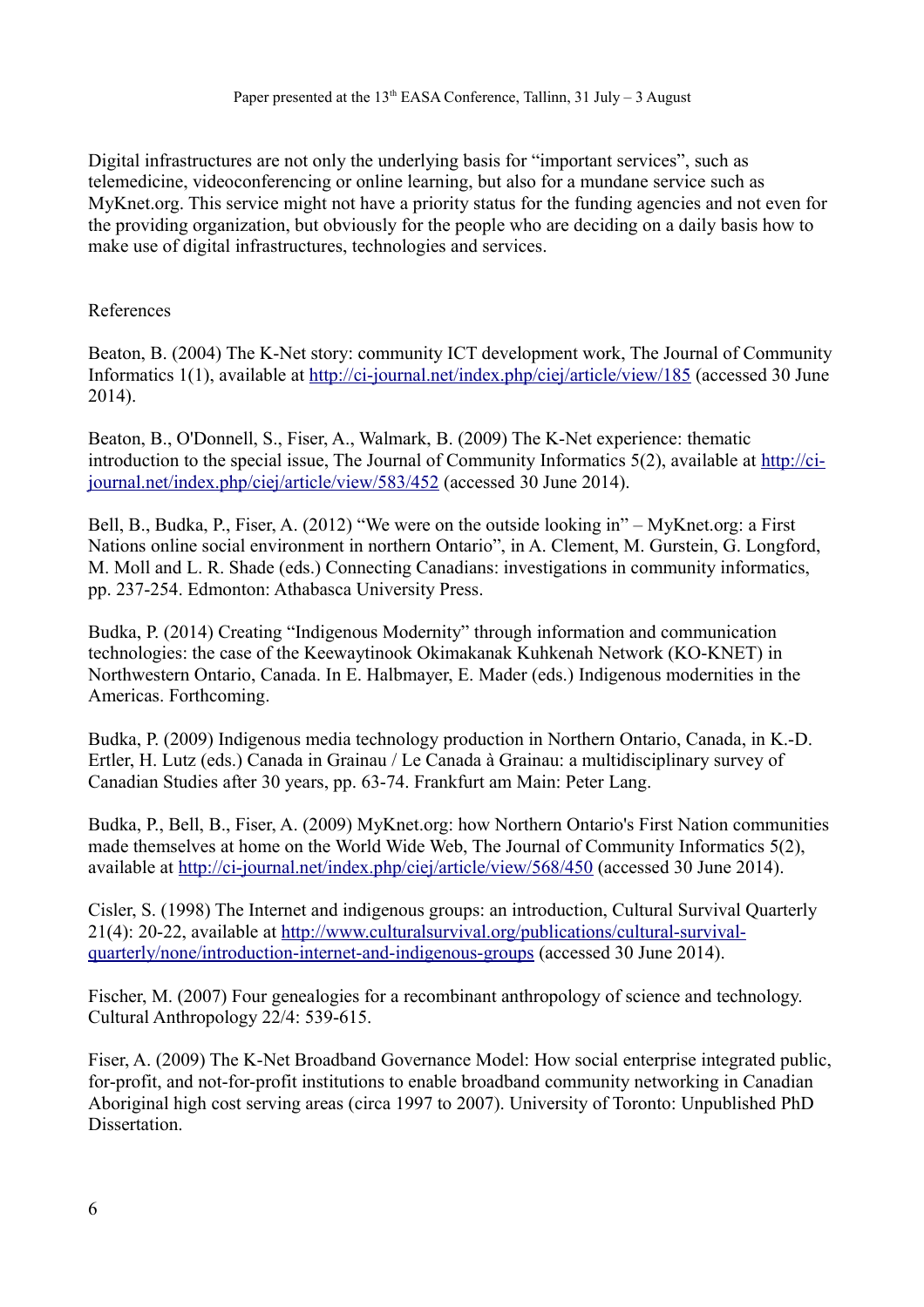Digital infrastructures are not only the underlying basis for "important services", such as telemedicine, videoconferencing or online learning, but also for a mundane service such as MyKnet.org. This service might not have a priority status for the funding agencies and not even for the providing organization, but obviously for the people who are deciding on a daily basis how to make use of digital infrastructures, technologies and services.

References

Beaton, B. (2004) The K-Net story: community ICT development work, The Journal of Community Informatics 1(1), available at http://ci-journal.net/index.php/ciej/article/view/185 (accessed 30 June 2014).

Beaton, B., O'Donnell, S., Fiser, A., Walmark, B. (2009) The K-Net experience: thematic introduction to the special issue, The Journal of Community Informatics 5(2), available at http://ci-journal.net/index.php/ciej/article/view/583/452 (accessed 30 June 2014).

Bell, B., Budka, P., Fiser, A. (2012) "We were on the outside looking in" – MyKnet.org: a First Nations online social environment in northern Ontario", in A. Clement, M. Gurstein, G. Longford, M. Moll and L. R. Shade (eds.) Connecting Canadians: investigations in community informatics, pp. 237-254. Edmonton: Athabasca University Press.

Budka, P. (2014) Creating "Indigenous Modernity" through information and communication technologies: the case of the Keewaytinook Okimakanak Kuhkenah Network (KO-KNET) in Northwestern Ontario, Canada. In E. Halbmayer, E. Mader (eds.) Indigenous modernities in the Americas. Forthcoming.

Budka, P. (2009) Indigenous media technology production in Northern Ontario, Canada, in K.-D. Ertler, H. Lutz (eds.) Canada in Grainau / Le Canada à Grainau: a multidisciplinary survey of Canadian Studies after 30 years, pp. 63-74. Frankfurt am Main: Peter Lang.

Budka, P., Bell, B., Fiser, A. (2009) MyKnet.org: how Northern Ontario's First Nation communities made themselves at home on the World Wide Web, The Journal of Community Informatics 5(2), available at http://ci-journal.net/index.php/ciej/article/view/568/450 (accessed 30 June 2014).

Cisler, S. (1998) The Internet and indigenous groups: an introduction, Cultural Survival Quarterly 21(4): 20-22, available at http://www.culturalsurvival.org/publications/cultural-survival-quarterly/none/introduction-internet-and-indigenous-groups (accessed 30 June 2014).

Fischer, M. (2007) Four genealogies for a recombinant anthropology of science and technology. Cultural Anthropology 22/4: 539-615.

Fiser, A. (2009) The K-Net Broadband Governance Model: How social enterprise integrated public, for-profit, and not-for-profit institutions to enable broadband community networking in Canadian Aboriginal high cost serving areas (circa 1997 to 2007). University of Toronto: Unpublished PhD Dissertation.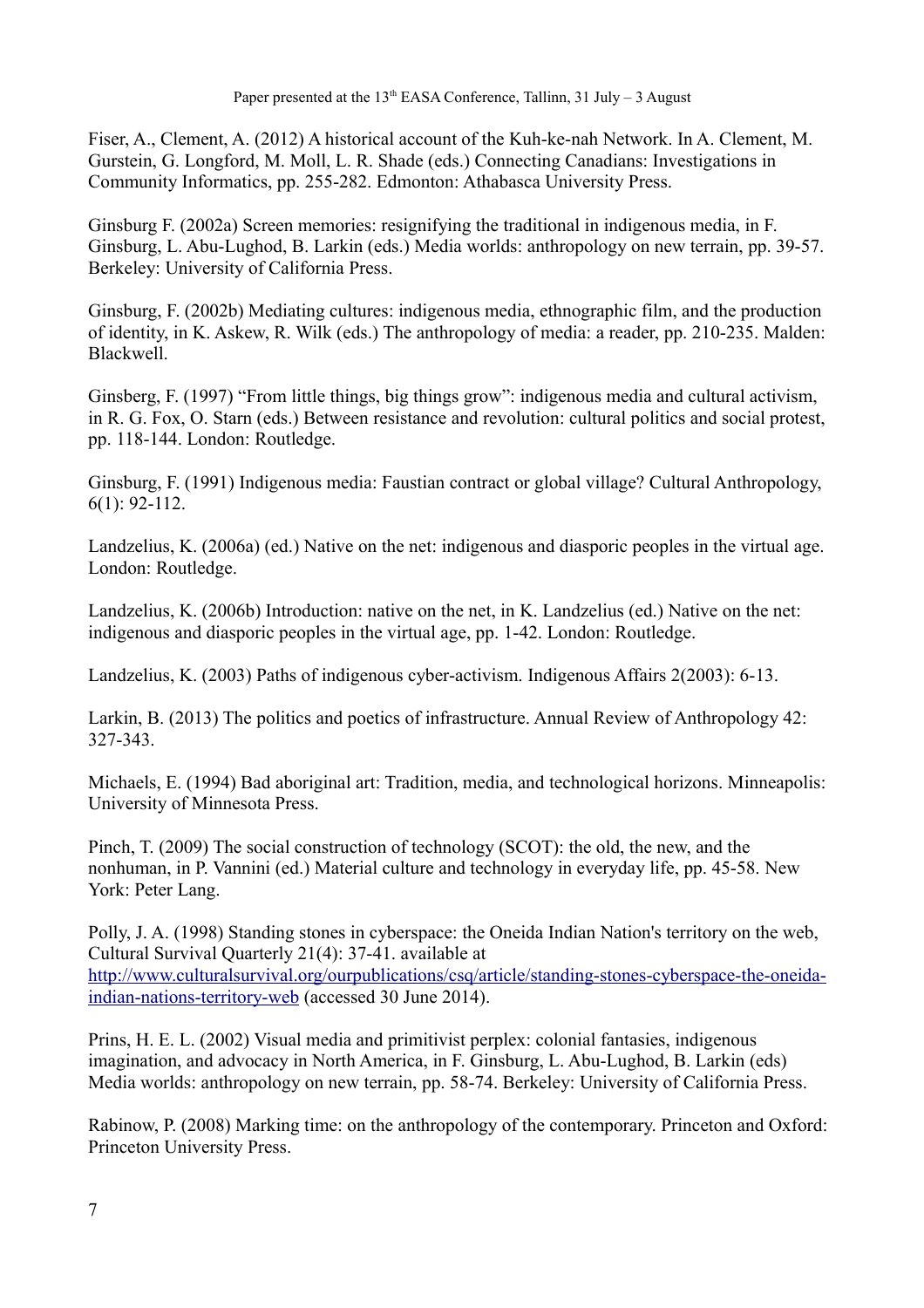Fiser, A., Clement, A. (2012) A historical account of the Kuh-ke-nah Network. In A. Clement, M. Gurstein, G. Longford, M. Moll, L. R. Shade (eds.) Connecting Canadians: Investigations in Community Informatics, pp. 255-282. Edmonton: Athabasca University Press.

Ginsburg F. (2002a) Screen memories: resignifying the traditional in indigenous media, in F. Ginsburg, L. Abu-Lughod, B. Larkin (eds.) Media worlds: anthropology on new terrain, pp. 39-57. Berkeley: University of California Press.

Ginsburg, F. (2002b) Mediating cultures: indigenous media, ethnographic film, and the production of identity, in K. Askew, R. Wilk (eds.) The anthropology of media: a reader, pp. 210-235. Malden: Blackwell.

Ginsberg, F. (1997) “From little things, big things grow”: indigenous media and cultural activism, in R. G. Fox, O. Starn (eds.) Between resistance and revolution: cultural politics and social protest, pp. 118-144. London: Routledge.

Ginsburg, F. (1991) Indigenous media: Faustian contract or global village? Cultural Anthropology, 6(1): 92-112.

Landzelius, K. (2006a) (ed.) Native on the net: indigenous and diasporic peoples in the virtual age. London: Routledge.

Landzelius, K. (2006b) Introduction: native on the net, in K. Landzelius (ed.) Native on the net: indigenous and diasporic peoples in the virtual age, pp. 1-42. London: Routledge.

Landzelius, K. (2003) Paths of indigenous cyber-activism. Indigenous Affairs 2(2003): 6-13.

Larkin, B. (2013) The politics and poetics of infrastructure. Annual Review of Anthropology 42: 327-343.

Michaels, E. (1994) Bad aboriginal art: Tradition, media, and technological horizons. Minneapolis: University of Minnesota Press.

Pinch, T. (2009) The social construction of technology (SCOT): the old, the new, and the nonhuman, in P. Vannini (ed.) Material culture and technology in everyday life, pp. 45-58. New York: Peter Lang.

Polly, J. A. (1998) Standing stones in cyberspace: the Oneida Indian Nation's territory on the web, Cultural Survival Quarterly 21(4): 37-41. available at http://www.culturalsurvival.org/ourpublications/csq/article/standing-stones-cyberspace-the-oneida-indian-nations-territory-web (accessed 30 June 2014).

Prins, H. E. L. (2002) Visual media and primitivist perplex: colonial fantasies, indigenous imagination, and advocacy in North America, in F. Ginsburg, L. Abu-Lughod, B. Larkin (eds) Media worlds: anthropology on new terrain, pp. 58-74. Berkeley: University of California Press.

Rabinow, P. (2008) Marking time: on the anthropology of the contemporary. Princeton and Oxford: Princeton University Press.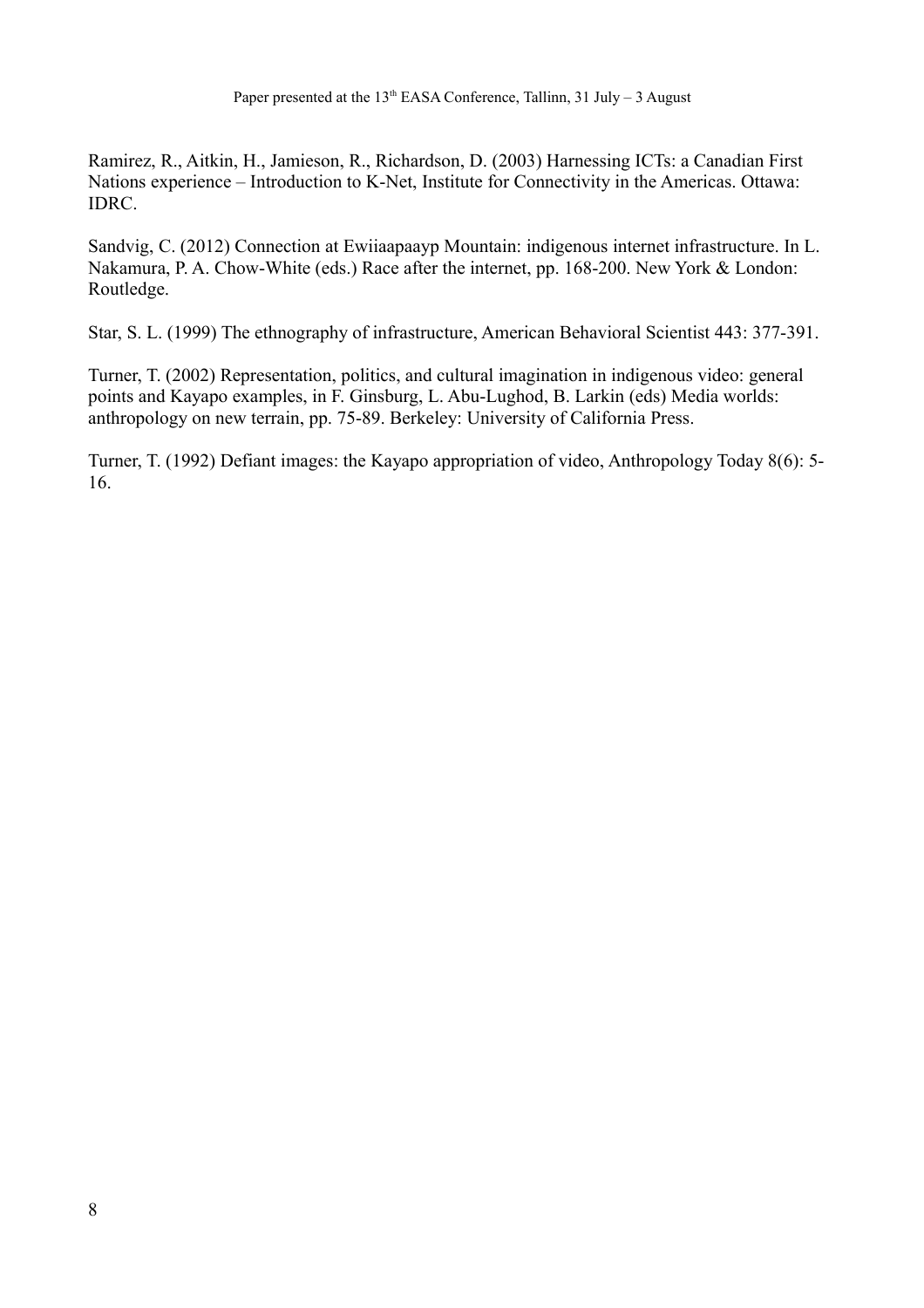Ramirez, R., Aitkin, H., Jamieson, R., Richardson, D. (2003) Harnessing ICTs: a Canadian First Nations experience – Introduction to K-Net, Institute for Connectivity in the Americas. Ottawa: IDRC.

Sandvig, C. (2012) Connection at Ewiiaapaayp Mountain: indigenous internet infrastructure. In L. Nakamura, P. A. Chow-White (eds.) Race after the internet, pp. 168-200. New York & London: Routledge.

Star, S. L. (1999) The ethnography of infrastructure, American Behavioral Scientist 443: 377-391.

Turner, T. (2002) Representation, politics, and cultural imagination in indigenous video: general points and Kayapo examples, in F. Ginsburg, L. Abu-Lughod, B. Larkin (eds) Media worlds: anthropology on new terrain, pp. 75-89. Berkeley: University of California Press.

Turner, T. (1992) Defiant images: the Kayapo appropriation of video, Anthropology Today 8(6): 5-16.